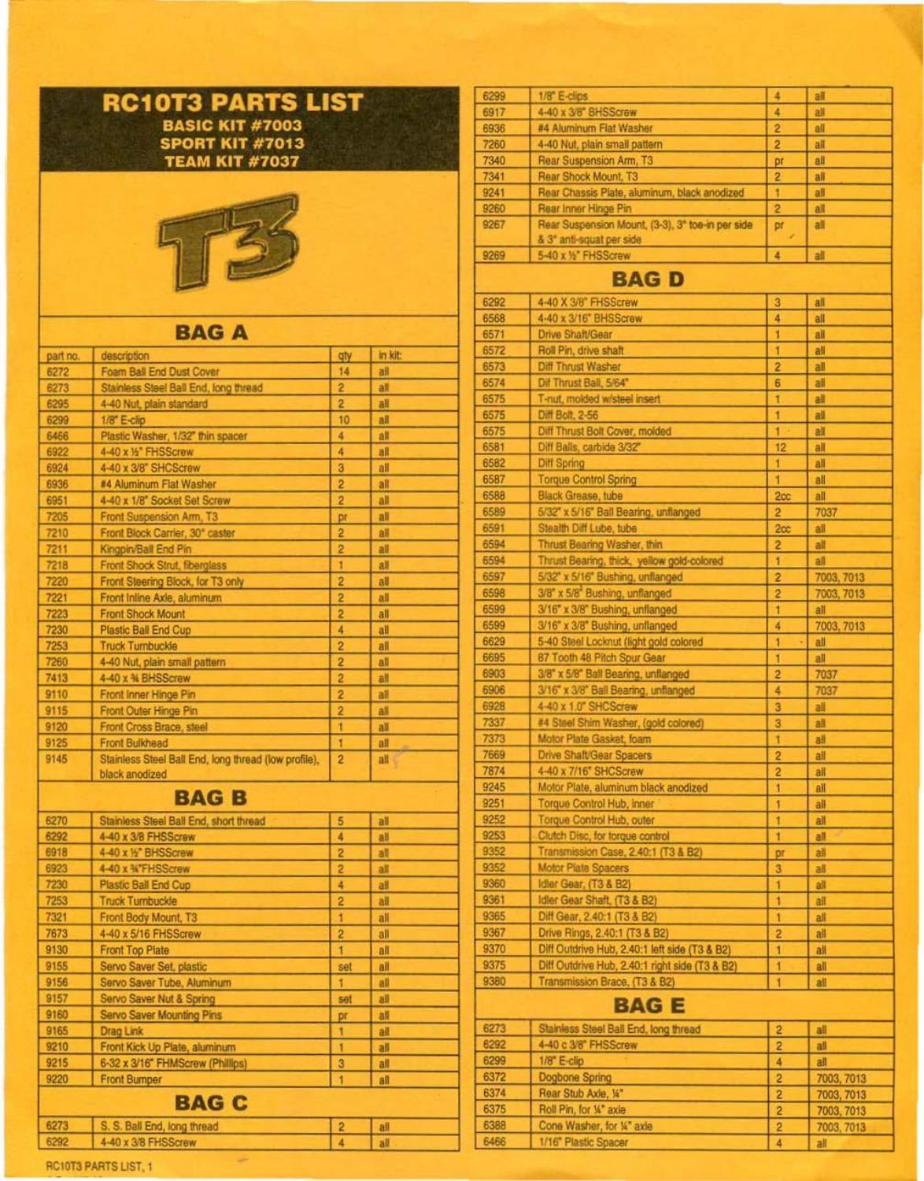# RC10T3 PARTS LIST

**BASIC KIT #7003**
**SPORT KIT #7013**
**TEAM KIT #7037**

T3

## BAG A

| part no. | description | qty | in kit: |
|---|---|---|---|
| 6272 | Foam Ball End Dust Cover | 14 | all |
| 6273 | Stainless Steel Ball End, long thread | 2 | all |
| 6295 | 4-40 Nut, plain standard | 2 | all |
| 6299 | 1/8" E-clip | 10 | all |
| 6466 | Plastic Washer, 1/32" thin spacer | 4 | all |
| 6922 | 4-40 x ½" FHSScrew | 4 | all |
| 6924 | 4-40 x 3/8" SHCScrew | 3 | all |
| 6936 | #4 Aluminum Flat Washer | 2 | all |
| 6951 | 4-40 x 1/8" Socket Set Screw | 2 | all |
| 7205 | Front Suspension Arm, T3 | pr | all |
| 7210 | Front Block Carrier, 30° caster | 2 | all |
| 7211 | Kingpin/Ball End Pin | 2 | all |
| 7218 | Front Shock Strut, fiberglass | 1 | all |
| 7220 | Front Steering Block, for T3 only | 2 | all |
| 7221 | Front Inline Axle, aluminum | 2 | all |
| 7223 | Front Shock Mount | 2 | all |
| 7230 | Plastic Ball End Cup | 4 | all |
| 7253 | Truck Turnbuckle | 2 | all |
| 7260 | 4-40 Nut, plain small pattern | 2 | all |
| 7413 | 4-40 x ¾ BHSScrew | 2 | all |
| 9110 | Front Inner Hinge Pin | 2 | all |
| 9115 | Front Outer Hinge Pin | 2 | all |
| 9120 | Front Cross Brace, steel | 1 | all |
| 9125 | Front Bulkhead | 1 | all |
| 9145 | Stainless Steel Ball End, long thread (low profile), black anodized | 2 | all |

## BAG B

| part no. | description | qty | in kit: |
|---|---|---|---|
| 6270 | Stainless Steel Ball End, short thread | 5 | all |
| 6292 | 4-40 x 3/8 FHSScrew | 4 | all |
| 6918 | 4-40 x ½" BHSScrew | 2 | all |
| 6923 | 4-40 x ¾"FHSScrew | 2 | all |
| 7230 | Plastic Ball End Cup | 4 | all |
| 7253 | Truck Turnbuckle | 2 | all |
| 7321 | Front Body Mount, T3 | 1 | all |
| 7673 | 4-40 x 5/16 FHSScrew | 2 | all |
| 9130 | Front Top Plate | 1 | all |
| 9155 | Servo Saver Set, plastic | set | all |
| 9156 | Servo Saver Tube, Aluminum | 1 | all |
| 9157 | Servo Saver Nut & Spring | set | all |
| 9160 | Servo Saver Mounting Pins | pr | all |
| 9165 | Drag Link | 1 | all |
| 9210 | Front Kick Up Plate, aluminum | 1 | all |
| 9215 | 6-32 x 3/16" FHMScrew (Phillips) | 3 | all |
| 9220 | Front Bumper | 1 | all |

## BAG C

| part no. | description | qty | in kit: |
|---|---|---|---|
| 6273 | S. S. Ball End, long thread | 2 | all |
| 6292 | 4-40 x 3/8 FHSScrew | 4 | all |
| 6299 | 1/8" E-clips | 4 | all |
| 6917 | 4-40 x 3/8" BHSScrew | 4 | all |
| 6936 | #4 Aluminum Flat Washer | 2 | all |
| 7260 | 4-40 Nut, plain small pattern | 2 | all |
| 7340 | Rear Suspension Arm, T3 | pr | all |
| 7341 | Rear Shock Mount, T3 | 2 | all |
| 9241 | Rear Chassis Plate, aluminum, black anodized | 1 | all |
| 9260 | Rear Inner Hinge Pin | 2 | all |
| 9267 | Rear Suspension Mount, (3-3), 3° toe-in per side & 3° anti-squat per side | pr | all |
| 9269 | 5-40 x ½" FHSScrew | 4 | all |

## BAG D

| part no. | description | qty | in kit: |
|---|---|---|---|
| 6292 | 4-40 X 3/8" FHSScrew | 3 | all |
| 6568 | 4-40 x 3/16" BHSScrew | 4 | all |
| 6571 | Drive Shaft/Gear | 1 | all |
| 6572 | Roll Pin, drive shaft | 1 | all |
| 6573 | Diff Thrust Washer | 2 | all |
| 6574 | Dif Thrust Ball, 5/64" | 6 | all |
| 6575 | T-nut, molded w/steel insert | 1 | all |
| 6575 | Diff Bolt, 2-56 | 1 | all |
| 6575 | Diff Thrust Bolt Cover, molded | 1 | all |
| 6581 | Diff Balls, carbide 3/32" | 12 | all |
| 6582 | Diff Spring | 1 | all |
| 6587 | Torque Control Spring | 1 | all |
| 6588 | Black Grease, tube | 2cc | all |
| 6589 | 5/32" x 5/16" Ball Bearing, unflanged | 2 | 7037 |
| 6591 | Stealth Diff Lube, tube | 2cc | all |
| 6594 | Thrust Bearing Washer, thin | 2 | all |
| 6594 | Thrust Bearing, thick, yellow gold-colored | 1 | all |
| 6597 | 5/32" x 5/16" Bushing, unflanged | 2 | 7003, 7013 |
| 6598 | 3/8" x 5/8" Bushing, unflanged | 2 | 7003, 7013 |
| 6599 | 3/16" x 3/8" Bushing, unflanged | 1 | all |
| 6599 | 3/16" x 3/8" Bushing, unflanged | 4 | 7003, 7013 |
| 6629 | 5-40 Steel Locknut (light gold colored | 1 | all |
| 6695 | 87 Tooth 48 Pitch Spur Gear | 1 | all |
| 6903 | 3/8" x 5/8" Ball Bearing, unflanged | 2 | 7037 |
| 6906 | 3/16" x 3/8" Ball Bearing, unflanged | 4 | 7037 |
| 6928 | 4-40 x 1.0" SHCScrew | 3 | all |
| 7337 | #4 Steel Shim Washer, (gold colored) | 3 | all |
| 7373 | Motor Plate Gasket, foam | 1 | all |
| 7669 | Drive Shaft/Gear Spacers | 2 | all |
| 7874 | 4-40 x 7/16" SHCScrew | 2 | all |
| 9245 | Motor Plate, aluminum black anodized | 1 | all |
| 9251 | Torque Control Hub, inner | 1 | all |
| 9252 | Torque Control Hub, outer | 1 | all |
| 9253 | Clutch Disc, for torque control | 1 | all |
| 9352 | Transmission Case, 2.40:1 (T3 & B2) | pr | all |
| 9352 | Motor Plate Spacers | 3 | all |
| 9360 | Idler Gear, (T3 & B2) | 1 | all |
| 9361 | Idler Gear Shaft, (T3 & B2) | 1 | all |
| 9365 | Diff Gear, 2.40:1 (T3 & B2) | 1 | all |
| 9367 | Drive Rings, 2.40:1 (T3 & B2) | 2 | all |
| 9370 | Diff Outdrive Hub, 2.40:1 left side (T3 & B2) | 1 | all |
| 9375 | Diff Outdrive Hub, 2.40:1 right side (T3 & B2) | 1 | all |
| 9380 | Transmission Brace, (T3 & B2) | 1 | all |

## BAG E

| part no. | description | qty | in kit: |
|---|---|---|---|
| 6273 | Stainless Steel Ball End, long thread | 2 | all |
| 6292 | 4-40 c 3/8" FHSScrew | 2 | all |
| 6299 | 1/8" E-clip | 4 | all |
| 6372 | Dogbone Spring | 2 | 7003, 7013 |
| 6374 | Rear Stub Axle, ¼" | 2 | 7003, 7013 |
| 6375 | Roll Pin, for ¼" axle | 2 | 7003, 7013 |
| 6388 | Cone Washer, for ¼" axle | 2 | 7003, 7013 |
| 6466 | 1/16" Plastic Spacer | 4 | all |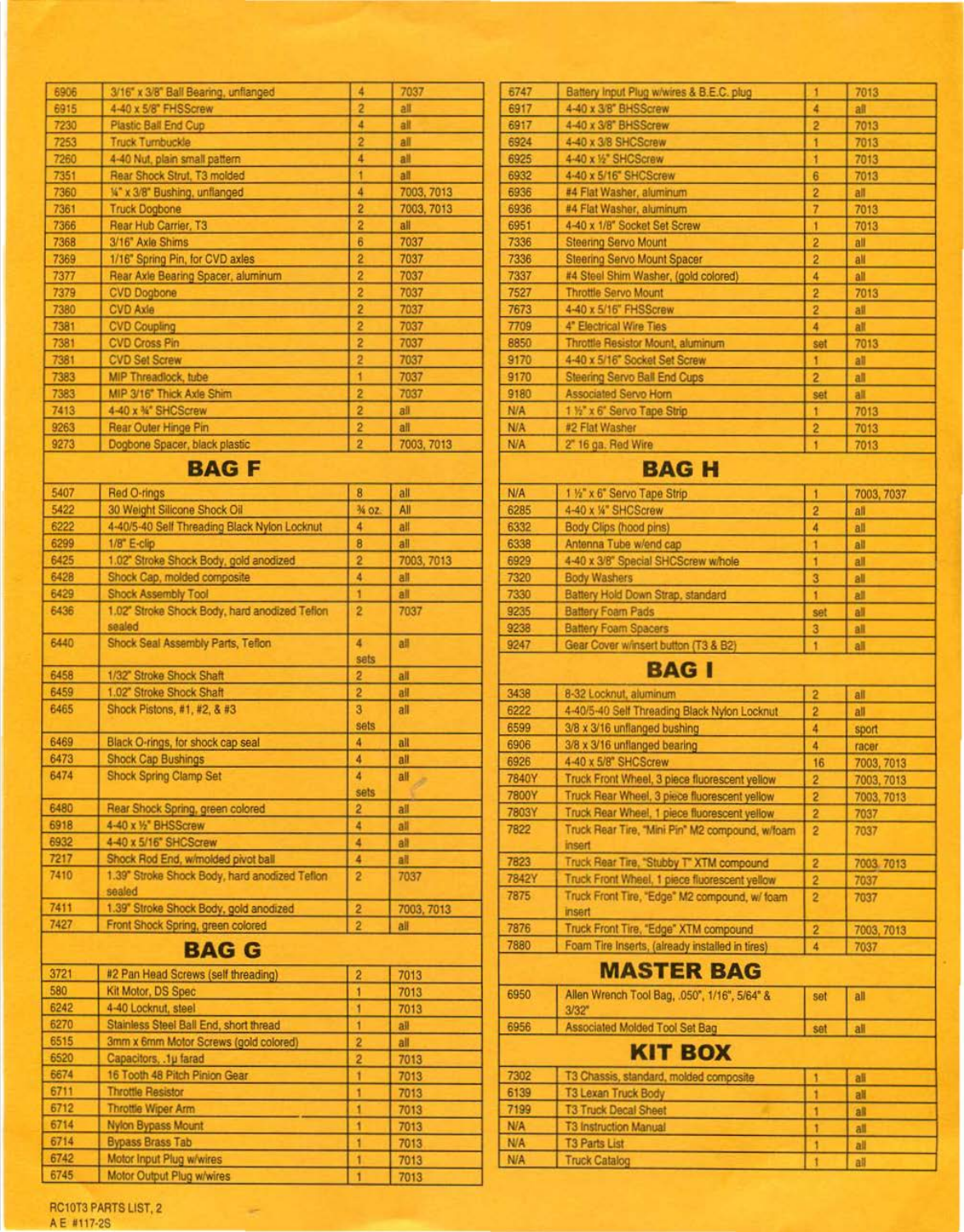| | | | |
|---|---|---|---|
| 6906 | 3/16" x 3/8" Ball Bearing, unflanged | 4 | 7037 |
| 6915 | 4-40 x 5/8" FHSScrew | 2 | all |
| 7230 | Plastic Ball End Cup | 4 | all |
| 7253 | Truck Turnbuckle | 2 | all |
| 7260 | 4-40 Nut, plain small pattern | 4 | all |
| 7351 | Rear Shock Strut, T3 molded | 1 | all |
| 7360 | ¼" x 3/8" Bushing, unflanged | 4 | 7003, 7013 |
| 7361 | Truck Dogbone | 2 | 7003, 7013 |
| 7366 | Rear Hub Carrier, T3 | 2 | all |
| 7368 | 3/16" Axle Shims | 6 | 7037 |
| 7369 | 1/16" Spring Pin, for CVD axles | 2 | 7037 |
| 7377 | Rear Axle Bearing Spacer, aluminum | 2 | 7037 |
| 7379 | CVD Dogbone | 2 | 7037 |
| 7380 | CVD Axle | 2 | 7037 |
| 7381 | CVD Coupling | 2 | 7037 |
| 7381 | CVD Cross Pin | 2 | 7037 |
| 7381 | CVD Set Screw | 2 | 7037 |
| 7383 | MIP Threadlock, tube | 1 | 7037 |
| 7383 | MIP 3/16" Thick Axle Shim | 2 | 7037 |
| 7413 | 4-40 x ¾" SHCScrew | 2 | all |
| 9263 | Rear Outer Hinge Pin | 2 | all |
| 9273 | Dogbone Spacer, black plastic | 2 | 7003, 7013 |

## BAG F

| | | | |
|---|---|---|---|
| 5407 | Red O-rings | 8 | all |
| 5422 | 30 Weight Silicone Shock Oil | ¾ oz. | All |
| 6222 | 4-40/5-40 Self Threading Black Nylon Locknut | 4 | all |
| 6299 | 1/8" E-clip | 8 | all |
| 6425 | 1.02" Stroke Shock Body, gold anodized | 2 | 7003, 7013 |
| 6428 | Shock Cap, molded composite | 4 | all |
| 6429 | Shock Assembly Tool | 1 | all |
| 6436 | 1.02" Stroke Shock Body, hard anodized Teflon sealed | 2 | 7037 |
| 6440 | Shock Seal Assembly Parts, Teflon | 4 sets | all |
| 6458 | 1/32" Stroke Shock Shaft | 2 | all |
| 6459 | 1.02" Stroke Shock Shaft | 2 | all |
| 6465 | Shock Pistons, #1, #2, & #3 | 3 sets | all |
| 6469 | Black O-rings, for shock cap seal | 4 | all |
| 6473 | Shock Cap Bushings | 4 | all |
| 6474 | Shock Spring Clamp Set | 4 sets | all |
| 6480 | Rear Shock Spring, green colored | 2 | all |
| 6918 | 4-40 x ½" BHSScrew | 4 | all |
| 6932 | 4-40 x 5/16" SHCScrew | 4 | all |
| 7217 | Shock Rod End, w/molded pivot ball | 4 | all |
| 7410 | 1.39" Stroke Shock Body, hard anodized Teflon sealed | 2 | 7037 |
| 7411 | 1.39" Stroke Shock Body, gold anodized | 2 | 7003, 7013 |
| 7427 | Front Shock Spring, green colored | 2 | all |

## BAG G

| | | | |
|---|---|---|---|
| 3721 | #2 Pan Head Screws (self threading) | 2 | 7013 |
| 580 | Kit Motor, DS Spec | 1 | 7013 |
| 6242 | 4-40 Locknut, steel | 1 | 7013 |
| 6270 | Stainless Steel Ball End, short thread | 1 | all |
| 6515 | 3mm x 6mm Motor Screws (gold colored) | 2 | all |
| 6520 | Capacitors, .1µ farad | 2 | 7013 |
| 6674 | 16 Tooth 48 Pitch Pinion Gear | 1 | 7013 |
| 6711 | Throttle Resistor | 1 | 7013 |
| 6712 | Throttle Wiper Arm | 1 | 7013 |
| 6714 | Nylon Bypass Mount | 1 | 7013 |
| 6714 | Bypass Brass Tab | 1 | 7013 |
| 6742 | Motor Input Plug w/wires | 1 | 7013 |
| 6745 | Motor Output Plug w/wires | 1 | 7013 |
| 6747 | Battery Input Plug w/wires & B.E.C. plug | 1 | 7013 |
| 6917 | 4-40 x 3/8" BHSScrew | 4 | all |
| 6917 | 4-40 x 3/8" BHSScrew | 2 | 7013 |
| 6924 | 4-40 x 3/8 SHCScrew | 1 | 7013 |
| 6925 | 4-40 x ½" SHCScrew | 1 | 7013 |
| 6932 | 4-40 x 5/16" SHCScrew | 6 | 7013 |
| 6936 | #4 Flat Washer, aluminum | 2 | all |
| 6936 | #4 Flat Washer, aluminum | 7 | 7013 |
| 6951 | 4-40 x 1/8" Socket Set Screw | 1 | 7013 |
| 7336 | Steering Servo Mount | 2 | all |
| 7336 | Steering Servo Mount Spacer | 2 | all |
| 7337 | #4 Steel Shim Washer, (gold colored) | 4 | all |
| 7527 | Throttle Servo Mount | 2 | 7013 |
| 7673 | 4-40 x 5/16" FHSScrew | 2 | all |
| 7709 | 4" Electrical Wire Ties | 4 | all |
| 8850 | Throttle Resistor Mount, aluminum | set | 7013 |
| 9170 | 4-40 x 5/16" Socket Set Screw | 1 | all |
| 9170 | Steering Servo Ball End Cups | 2 | all |
| 9180 | Associated Servo Horn | set | all |
| N/A | 1 ½" x 6" Servo Tape Strip | 1 | 7013 |
| N/A | #2 Flat Washer | 2 | 7013 |
| N/A | 2" 16 ga. Red Wire | 1 | 7013 |

## BAG H

| | | | |
|---|---|---|---|
| N/A | 1 ½" x 6" Servo Tape Strip | 1 | 7003, 7037 |
| 6285 | 4-40 x ¼" SHCScrew | 2 | all |
| 6332 | Body Clips (hood pins) | 4 | all |
| 6338 | Antenna Tube w/end cap | 1 | all |
| 6929 | 4-40 x 3/8" Special SHCScrew w/hole | 1 | all |
| 7320 | Body Washers | 3 | all |
| 7330 | Battery Hold Down Strap, standard | 1 | all |
| 9235 | Battery Foam Pads | set | all |
| 9238 | Battery Foam Spacers | 3 | all |
| 9247 | Gear Cover w/insert button (T3 & B2) | 1 | all |

## BAG I

| | | | |
|---|---|---|---|
| 3438 | 8-32 Locknut, aluminum | 2 | all |
| 6222 | 4-40/5-40 Self Threading Black Nylon Locknut | 2 | all |
| 6599 | 3/8 x 3/16 unflanged bushing | 4 | sport |
| 6906 | 3/8 x 3/16 unflanged bearing | 4 | racer |
| 6926 | 4-40 x 5/8" SHCScrew | 16 | 7003, 7013 |
| 7840Y | Truck Front Wheel, 3 piece fluorescent yellow | 2 | 7003, 7013 |
| 7800Y | Truck Rear Wheel, 3 piece fluorescent yellow | 2 | 7003, 7013 |
| 7803Y | Truck Rear Wheel, 1 piece fluorescent yellow | 2 | 7037 |
| 7822 | Truck Rear Tire, "Mini Pin" M2 compound, w/foam insert | 2 | 7037 |
| 7823 | Truck Rear Tire, "Stubby T" XTM compound | 2 | 7003, 7013 |
| 7842Y | Truck Front Wheel, 1 piece fluorescent yellow | 2 | 7037 |
| 7875 | Truck Front Tire, "Edge" M2 compound, w/ foam insert | 2 | 7037 |
| 7876 | Truck Front Tire, "Edge" XTM compound | 2 | 7003, 7013 |
| 7880 | Foam Tire Inserts, (already installed in tires) | 4 | 7037 |

## MASTER BAG

| | | | |
|---|---|---|---|
| 6950 | Allen Wrench Tool Bag, .050", 1/16", 5/64" & 3/32" | set | all |
| 6956 | Associated Molded Tool Set Bag | set | all |

## KIT BOX

| | | | |
|---|---|---|---|
| 7302 | T3 Chassis, standard, molded composite | 1 | all |
| 6139 | T3 Lexan Truck Body | 1 | all |
| 7199 | T3 Truck Decal Sheet | 1 | all |
| N/A | T3 Instruction Manual | 1 | all |
| N/A | T3 Parts List | 1 | all |
| N/A | Truck Catalog | 1 | all |

RC10T3 PARTS LIST, 2
A E #117-2S